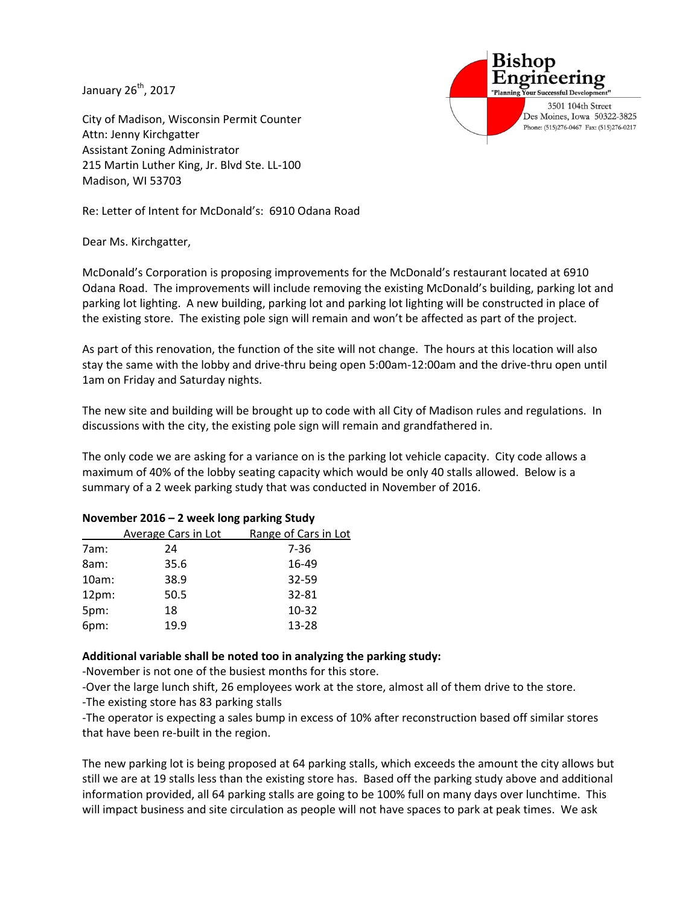Bishop Engineering
"Planning Your Successful Development"
3501 104th Street
Des Moines, Iowa 50322-3825
Phone: (515)276-0467 Fax: (515)276-0217

January 26th, 2017

City of Madison, Wisconsin Permit Counter
Attn: Jenny Kirchgatter
Assistant Zoning Administrator
215 Martin Luther King, Jr. Blvd Ste. LL-100
Madison, WI 53703

Re: Letter of Intent for McDonald's: 6910 Odana Road

Dear Ms. Kirchgatter,

McDonald's Corporation is proposing improvements for the McDonald's restaurant located at 6910 Odana Road. The improvements will include removing the existing McDonald's building, parking lot and parking lot lighting. A new building, parking lot and parking lot lighting will be constructed in place of the existing store. The existing pole sign will remain and won't be affected as part of the project.

As part of this renovation, the function of the site will not change. The hours at this location will also stay the same with the lobby and drive-thru being open 5:00am-12:00am and the drive-thru open until 1am on Friday and Saturday nights.

The new site and building will be brought up to code with all City of Madison rules and regulations. In discussions with the city, the existing pole sign will remain and grandfathered in.

The only code we are asking for a variance on is the parking lot vehicle capacity. City code allows a maximum of 40% of the lobby seating capacity which would be only 40 stalls allowed. Below is a summary of a 2 week parking study that was conducted in November of 2016.

**November 2016 – 2 week long parking Study**

| | Average Cars in Lot | Range of Cars in Lot |
|---|---|---|
| 7am: | 24 | 7-36 |
| 8am: | 35.6 | 16-49 |
| 10am: | 38.9 | 32-59 |
| 12pm: | 50.5 | 32-81 |
| 5pm: | 18 | 10-32 |
| 6pm: | 19.9 | 13-28 |

**Additional variable shall be noted too in analyzing the parking study:**

-November is not one of the busiest months for this store.
-Over the large lunch shift, 26 employees work at the store, almost all of them drive to the store.
-The existing store has 83 parking stalls
-The operator is expecting a sales bump in excess of 10% after reconstruction based off similar stores that have been re-built in the region.

The new parking lot is being proposed at 64 parking stalls, which exceeds the amount the city allows but still we are at 19 stalls less than the existing store has. Based off the parking study above and additional information provided, all 64 parking stalls are going to be 100% full on many days over lunchtime. This will impact business and site circulation as people will not have spaces to park at peak times. We ask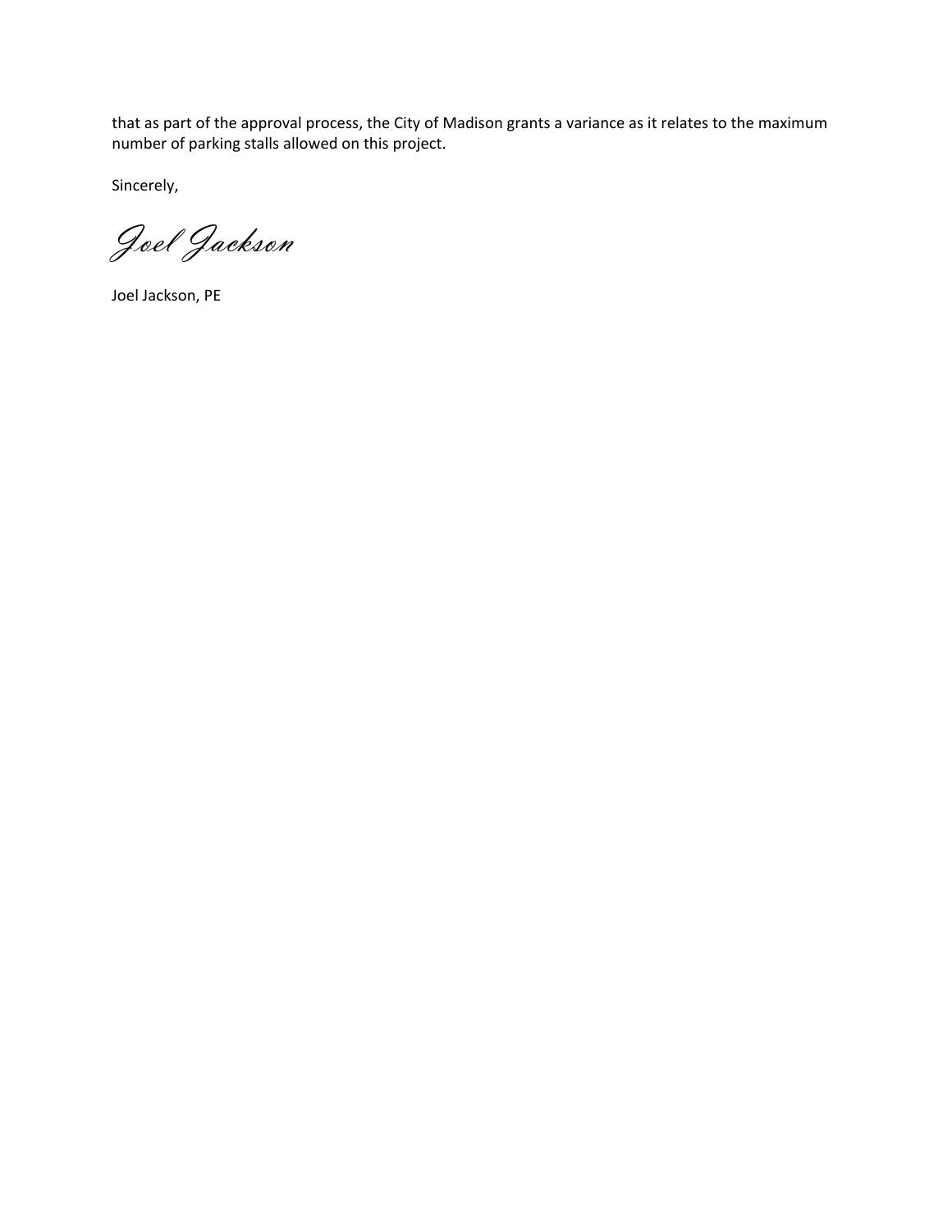that as part of the approval process, the City of Madison grants a variance as it relates to the maximum number of parking stalls allowed on this project.

Sincerely,

*Joel Jackson*

Joel Jackson, PE